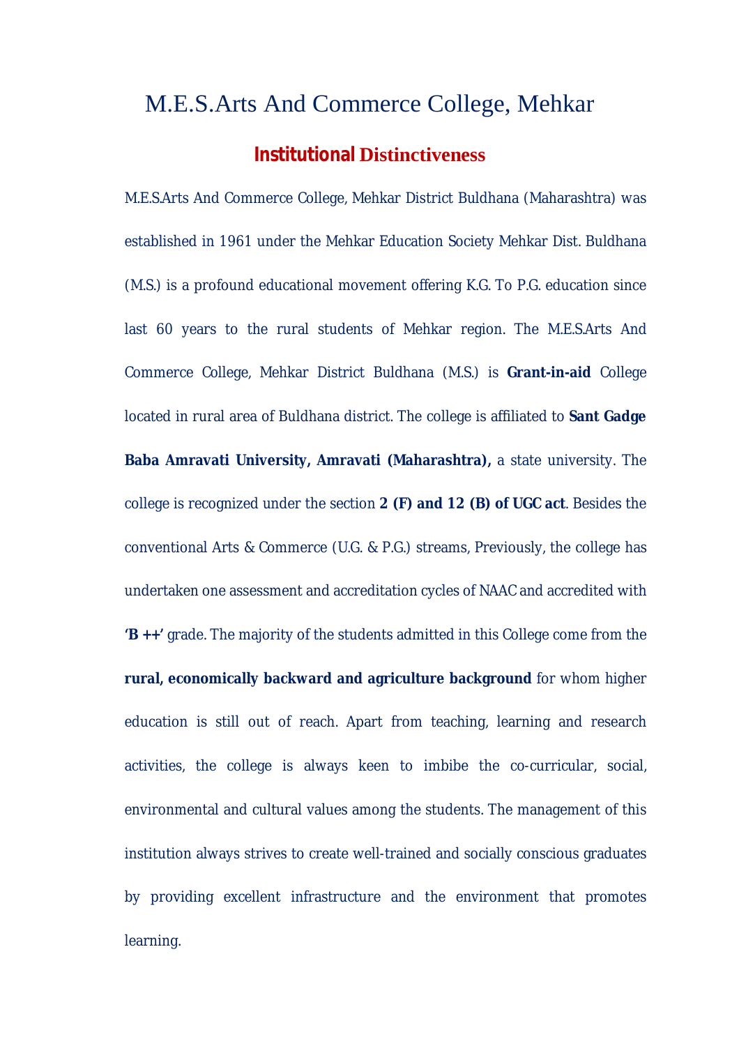# M.E.S.Arts And Commerce College, Mehkar

## Institutional Distinctiveness

M.E.S.Arts And Commerce College, Mehkar District Buldhana (Maharashtra) was established in 1961 under the Mehkar Education Society Mehkar Dist. Buldhana (M.S.) is a profound educational movement offering K.G. To P.G. education since last 60 years to the rural students of Mehkar region. The M.E.S.Arts And Commerce College, Mehkar District Buldhana (M.S.) is **Grant-in-aid** College located in rural area of Buldhana district. The college is affiliated to **Sant Gadge Baba Amravati University, Amravati (Maharashtra),** a state university. The college is recognized under the section **2 (F) and 12 (B) of UGC act**. Besides the conventional Arts & Commerce (U.G. & P.G.) streams, Previously, the college has undertaken one assessment and accreditation cycles of NAAC and accredited with **'B ++'** grade. The majority of the students admitted in this College come from the **rural, economically backward and agriculture background** for whom higher education is still out of reach. Apart from teaching, learning and research activities, the college is always keen to imbibe the co-curricular, social, environmental and cultural values among the students. The management of this institution always strives to create well-trained and socially conscious graduates by providing excellent infrastructure and the environment that promotes learning.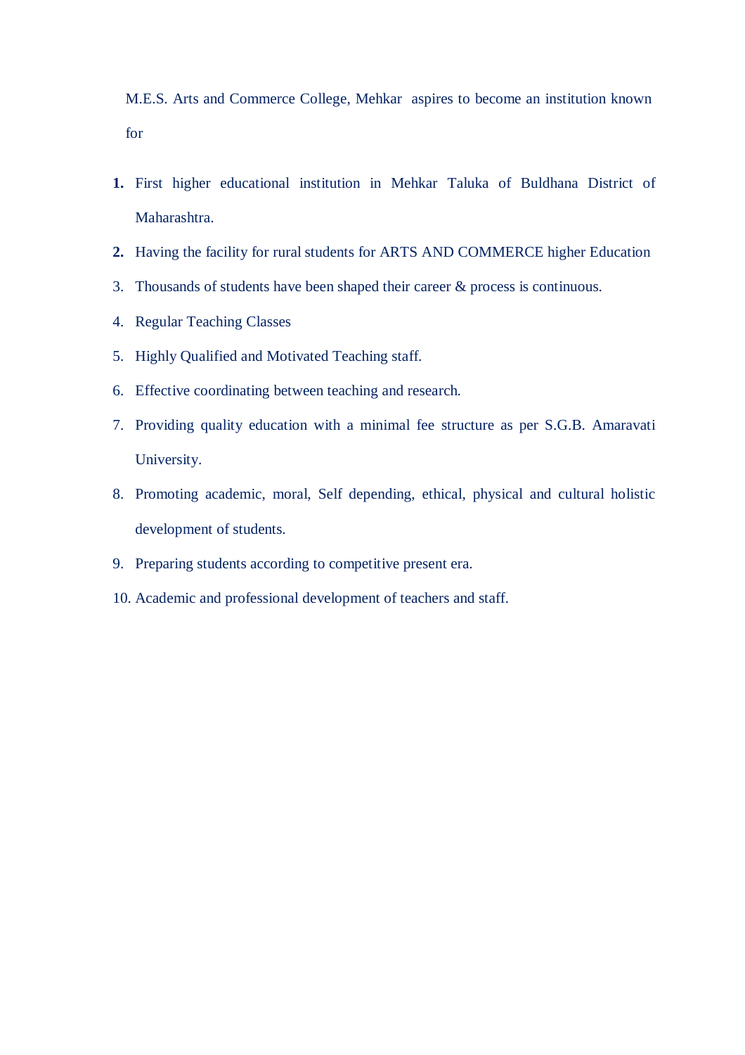M.E.S. Arts and Commerce College, Mehkar aspires to become an institution known for

1. First higher educational institution in Mehkar Taluka of Buldhana District of Maharashtra.
2. Having the facility for rural students for ARTS AND COMMERCE higher Education
3. Thousands of students have been shaped their career & process is continuous.
4. Regular Teaching Classes
5. Highly Qualified and Motivated Teaching staff.
6. Effective coordinating between teaching and research.
7. Providing quality education with a minimal fee structure as per S.G.B. Amaravati University.
8. Promoting academic, moral, Self depending, ethical, physical and cultural holistic development of students.
9. Preparing students according to competitive present era.
10. Academic and professional development of teachers and staff.